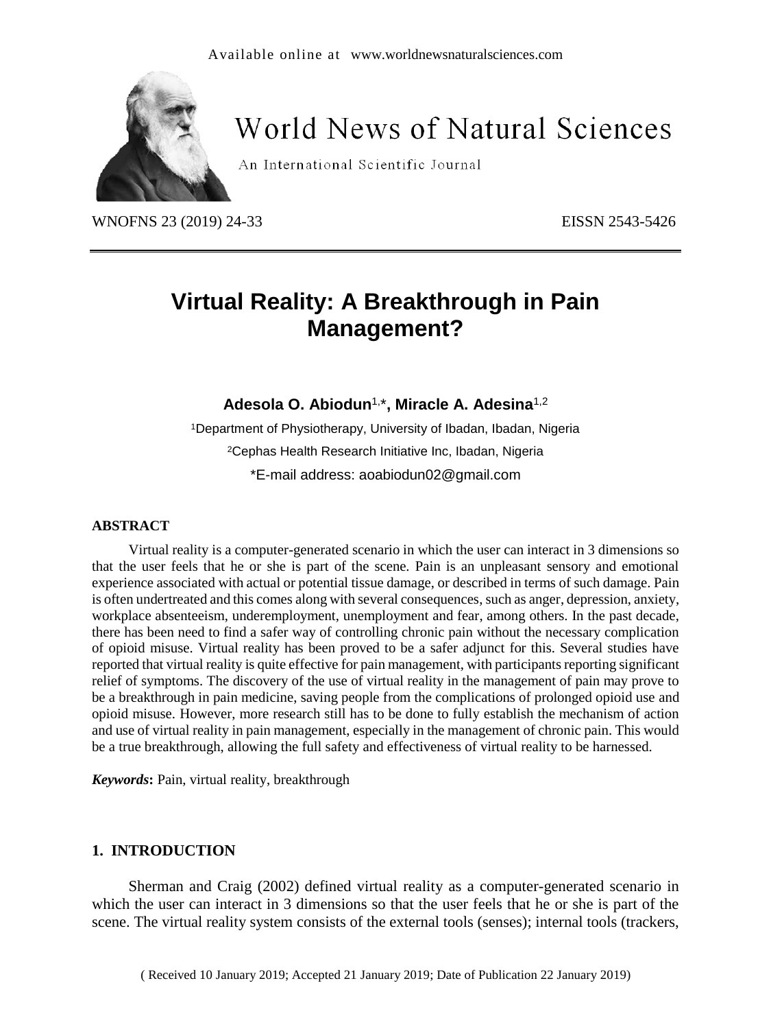# Virtual Reality: A Breakthrough in Pain Management?

**Adesola O. Abiodun[1,*], Miracle A. Adesina[1,2]**

[1]Department of Physiotherapy, University of Ibadan, Ibadan, Nigeria

[2]Cephas Health Research Initiative Inc, Ibadan, Nigeria

*E-mail address: aoabiodun02@gmail.com

### ABSTRACT

Virtual reality is a computer-generated scenario in which the user can interact in 3 dimensions so that the user feels that he or she is part of the scene. Pain is an unpleasant sensory and emotional experience associated with actual or potential tissue damage, or described in terms of such damage. Pain is often undertreated and this comes along with several consequences, such as anger, depression, anxiety, workplace absenteeism, underemployment, unemployment and fear, among others. In the past decade, there has been need to find a safer way of controlling chronic pain without the necessary complication of opioid misuse. Virtual reality has been proved to be a safer adjunct for this. Several studies have reported that virtual reality is quite effective for pain management, with participants reporting significant relief of symptoms. The discovery of the use of virtual reality in the management of pain may prove to be a breakthrough in pain medicine, saving people from the complications of prolonged opioid use and opioid misuse. However, more research still has to be done to fully establish the mechanism of action and use of virtual reality in pain management, especially in the management of chronic pain. This would be a true breakthrough, allowing the full safety and effectiveness of virtual reality to be harnessed.

***Keywords*:** Pain, virtual reality, breakthrough

## 1. INTRODUCTION

Sherman and Craig (2002) defined virtual reality as a computer-generated scenario in which the user can interact in 3 dimensions so that the user feels that he or she is part of the scene. The virtual reality system consists of the external tools (senses); internal tools (trackers,

( Received 10 January 2019; Accepted 21 January 2019; Date of Publication 22 January 2019)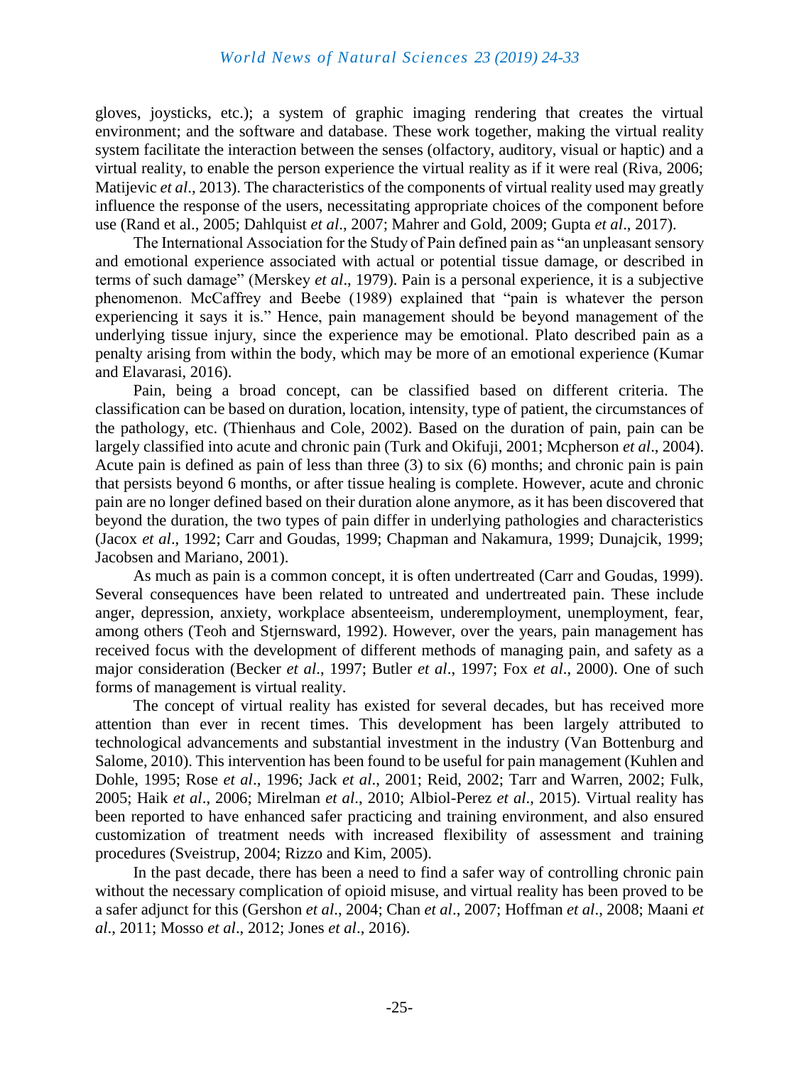gloves, joysticks, etc.); a system of graphic imaging rendering that creates the virtual environment; and the software and database. These work together, making the virtual reality system facilitate the interaction between the senses (olfactory, auditory, visual or haptic) and a virtual reality, to enable the person experience the virtual reality as if it were real (Riva, 2006; Matijevic *et al*., 2013). The characteristics of the components of virtual reality used may greatly influence the response of the users, necessitating appropriate choices of the component before use (Rand et al., 2005; Dahlquist *et al*., 2007; Mahrer and Gold, 2009; Gupta *et al*., 2017).

The International Association for the Study of Pain defined pain as "an unpleasant sensory and emotional experience associated with actual or potential tissue damage, or described in terms of such damage" (Merskey *et al*., 1979). Pain is a personal experience, it is a subjective phenomenon. McCaffrey and Beebe (1989) explained that "pain is whatever the person experiencing it says it is." Hence, pain management should be beyond management of the underlying tissue injury, since the experience may be emotional. Plato described pain as a penalty arising from within the body, which may be more of an emotional experience (Kumar and Elavarasi, 2016).

Pain, being a broad concept, can be classified based on different criteria. The classification can be based on duration, location, intensity, type of patient, the circumstances of the pathology, etc. (Thienhaus and Cole, 2002). Based on the duration of pain, pain can be largely classified into acute and chronic pain (Turk and Okifuji, 2001; Mcpherson *et al*., 2004). Acute pain is defined as pain of less than three (3) to six (6) months; and chronic pain is pain that persists beyond 6 months, or after tissue healing is complete. However, acute and chronic pain are no longer defined based on their duration alone anymore, as it has been discovered that beyond the duration, the two types of pain differ in underlying pathologies and characteristics (Jacox *et al*., 1992; Carr and Goudas, 1999; Chapman and Nakamura, 1999; Dunajcik, 1999; Jacobsen and Mariano, 2001).

As much as pain is a common concept, it is often undertreated (Carr and Goudas, 1999). Several consequences have been related to untreated and undertreated pain. These include anger, depression, anxiety, workplace absenteeism, underemployment, unemployment, fear, among others (Teoh and Stjernsward, 1992). However, over the years, pain management has received focus with the development of different methods of managing pain, and safety as a major consideration (Becker *et al*., 1997; Butler *et al*., 1997; Fox *et al*., 2000). One of such forms of management is virtual reality.

The concept of virtual reality has existed for several decades, but has received more attention than ever in recent times. This development has been largely attributed to technological advancements and substantial investment in the industry (Van Bottenburg and Salome, 2010). This intervention has been found to be useful for pain management (Kuhlen and Dohle, 1995; Rose *et al*., 1996; Jack *et al*., 2001; Reid, 2002; Tarr and Warren, 2002; Fulk, 2005; Haik *et al*., 2006; Mirelman *et al*., 2010; Albiol-Perez *et al*., 2015). Virtual reality has been reported to have enhanced safer practicing and training environment, and also ensured customization of treatment needs with increased flexibility of assessment and training procedures (Sveistrup, 2004; Rizzo and Kim, 2005).

In the past decade, there has been a need to find a safer way of controlling chronic pain without the necessary complication of opioid misuse, and virtual reality has been proved to be a safer adjunct for this (Gershon *et al*., 2004; Chan *et al*., 2007; Hoffman *et al*., 2008; Maani *et al*., 2011; Mosso *et al*., 2012; Jones *et al*., 2016).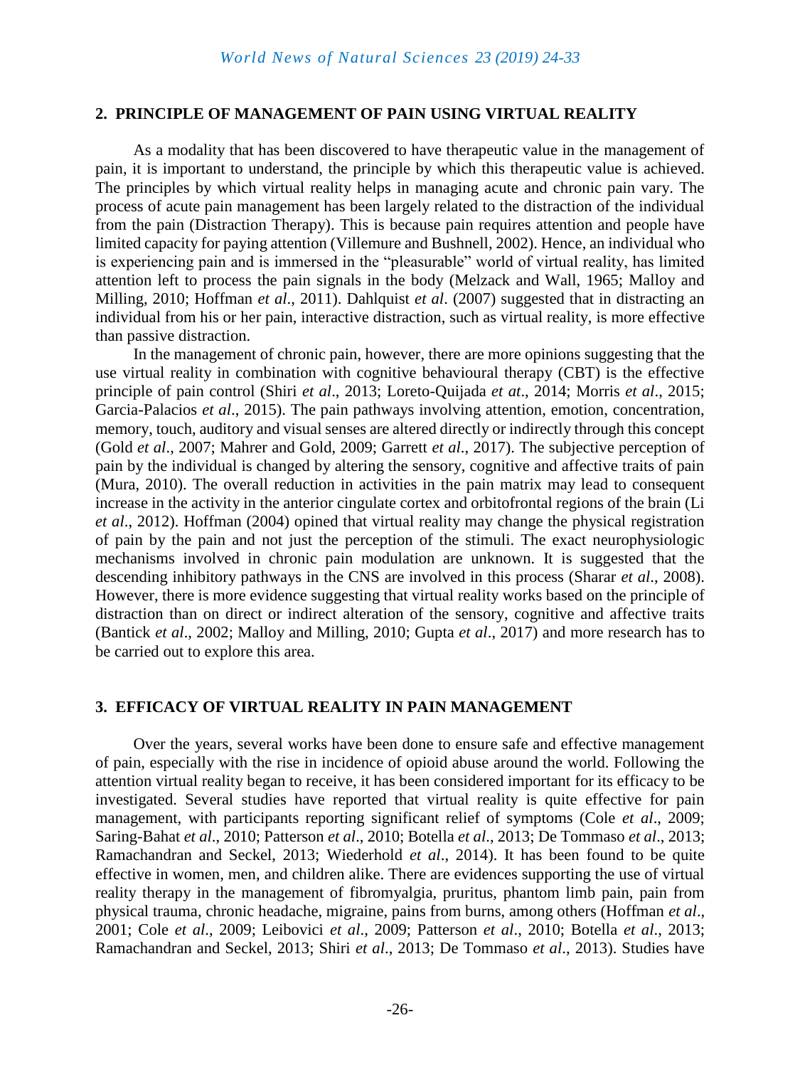## 2. PRINCIPLE OF MANAGEMENT OF PAIN USING VIRTUAL REALITY

As a modality that has been discovered to have therapeutic value in the management of pain, it is important to understand, the principle by which this therapeutic value is achieved. The principles by which virtual reality helps in managing acute and chronic pain vary. The process of acute pain management has been largely related to the distraction of the individual from the pain (Distraction Therapy). This is because pain requires attention and people have limited capacity for paying attention (Villemure and Bushnell, 2002). Hence, an individual who is experiencing pain and is immersed in the "pleasurable" world of virtual reality, has limited attention left to process the pain signals in the body (Melzack and Wall, 1965; Malloy and Milling, 2010; Hoffman *et al*., 2011). Dahlquist *et al*. (2007) suggested that in distracting an individual from his or her pain, interactive distraction, such as virtual reality, is more effective than passive distraction.

In the management of chronic pain, however, there are more opinions suggesting that the use virtual reality in combination with cognitive behavioural therapy (CBT) is the effective principle of pain control (Shiri *et al*., 2013; Loreto-Quijada *et at*., 2014; Morris *et al*., 2015; Garcia-Palacios *et al*., 2015). The pain pathways involving attention, emotion, concentration, memory, touch, auditory and visual senses are altered directly or indirectly through this concept (Gold *et al*., 2007; Mahrer and Gold, 2009; Garrett *et al*., 2017). The subjective perception of pain by the individual is changed by altering the sensory, cognitive and affective traits of pain (Mura, 2010). The overall reduction in activities in the pain matrix may lead to consequent increase in the activity in the anterior cingulate cortex and orbitofrontal regions of the brain (Li *et al*., 2012). Hoffman (2004) opined that virtual reality may change the physical registration of pain by the pain and not just the perception of the stimuli. The exact neurophysiologic mechanisms involved in chronic pain modulation are unknown. It is suggested that the descending inhibitory pathways in the CNS are involved in this process (Sharar *et al*., 2008). However, there is more evidence suggesting that virtual reality works based on the principle of distraction than on direct or indirect alteration of the sensory, cognitive and affective traits (Bantick *et al*., 2002; Malloy and Milling, 2010; Gupta *et al*., 2017) and more research has to be carried out to explore this area.

## 3. EFFICACY OF VIRTUAL REALITY IN PAIN MANAGEMENT

Over the years, several works have been done to ensure safe and effective management of pain, especially with the rise in incidence of opioid abuse around the world. Following the attention virtual reality began to receive, it has been considered important for its efficacy to be investigated. Several studies have reported that virtual reality is quite effective for pain management, with participants reporting significant relief of symptoms (Cole *et al*., 2009; Saring-Bahat *et al*., 2010; Patterson *et al*., 2010; Botella *et al*., 2013; De Tommaso *et al*., 2013; Ramachandran and Seckel, 2013; Wiederhold *et al*., 2014). It has been found to be quite effective in women, men, and children alike. There are evidences supporting the use of virtual reality therapy in the management of fibromyalgia, pruritus, phantom limb pain, pain from physical trauma, chronic headache, migraine, pains from burns, among others (Hoffman *et al*., 2001; Cole *et al*., 2009; Leibovici *et al*., 2009; Patterson *et al*., 2010; Botella *et al*., 2013; Ramachandran and Seckel, 2013; Shiri *et al*., 2013; De Tommaso *et al*., 2013). Studies have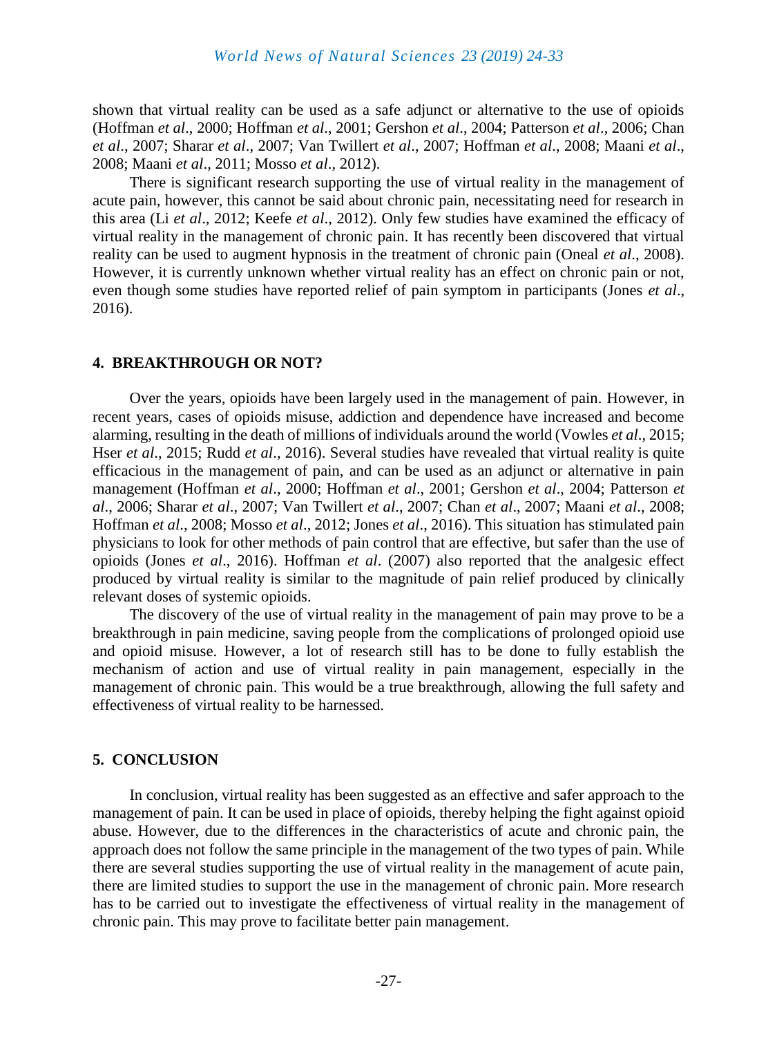shown that virtual reality can be used as a safe adjunct or alternative to the use of opioids (Hoffman *et al*., 2000; Hoffman *et al*., 2001; Gershon *et al*., 2004; Patterson *et al*., 2006; Chan *et al*., 2007; Sharar *et al*., 2007; Van Twillert *et al*., 2007; Hoffman *et al*., 2008; Maani *et al*., 2008; Maani *et al*., 2011; Mosso *et al*., 2012).

There is significant research supporting the use of virtual reality in the management of acute pain, however, this cannot be said about chronic pain, necessitating need for research in this area (Li *et al*., 2012; Keefe *et al*., 2012). Only few studies have examined the efficacy of virtual reality in the management of chronic pain. It has recently been discovered that virtual reality can be used to augment hypnosis in the treatment of chronic pain (Oneal *et al*., 2008). However, it is currently unknown whether virtual reality has an effect on chronic pain or not, even though some studies have reported relief of pain symptom in participants (Jones *et al*., 2016).

## 4. BREAKTHROUGH OR NOT?

Over the years, opioids have been largely used in the management of pain. However, in recent years, cases of opioids misuse, addiction and dependence have increased and become alarming, resulting in the death of millions of individuals around the world (Vowles *et al*., 2015; Hser *et al*., 2015; Rudd *et al*., 2016). Several studies have revealed that virtual reality is quite efficacious in the management of pain, and can be used as an adjunct or alternative in pain management (Hoffman *et al*., 2000; Hoffman *et al*., 2001; Gershon *et al*., 2004; Patterson *et al*., 2006; Sharar *et al*., 2007; Van Twillert *et al*., 2007; Chan *et al*., 2007; Maani *et al*., 2008; Hoffman *et al*., 2008; Mosso *et al*., 2012; Jones *et al*., 2016). This situation has stimulated pain physicians to look for other methods of pain control that are effective, but safer than the use of opioids (Jones *et al*., 2016). Hoffman *et al*. (2007) also reported that the analgesic effect produced by virtual reality is similar to the magnitude of pain relief produced by clinically relevant doses of systemic opioids.

The discovery of the use of virtual reality in the management of pain may prove to be a breakthrough in pain medicine, saving people from the complications of prolonged opioid use and opioid misuse. However, a lot of research still has to be done to fully establish the mechanism of action and use of virtual reality in pain management, especially in the management of chronic pain. This would be a true breakthrough, allowing the full safety and effectiveness of virtual reality to be harnessed.

## 5. CONCLUSION

In conclusion, virtual reality has been suggested as an effective and safer approach to the management of pain. It can be used in place of opioids, thereby helping the fight against opioid abuse. However, due to the differences in the characteristics of acute and chronic pain, the approach does not follow the same principle in the management of the two types of pain. While there are several studies supporting the use of virtual reality in the management of acute pain, there are limited studies to support the use in the management of chronic pain. More research has to be carried out to investigate the effectiveness of virtual reality in the management of chronic pain. This may prove to facilitate better pain management.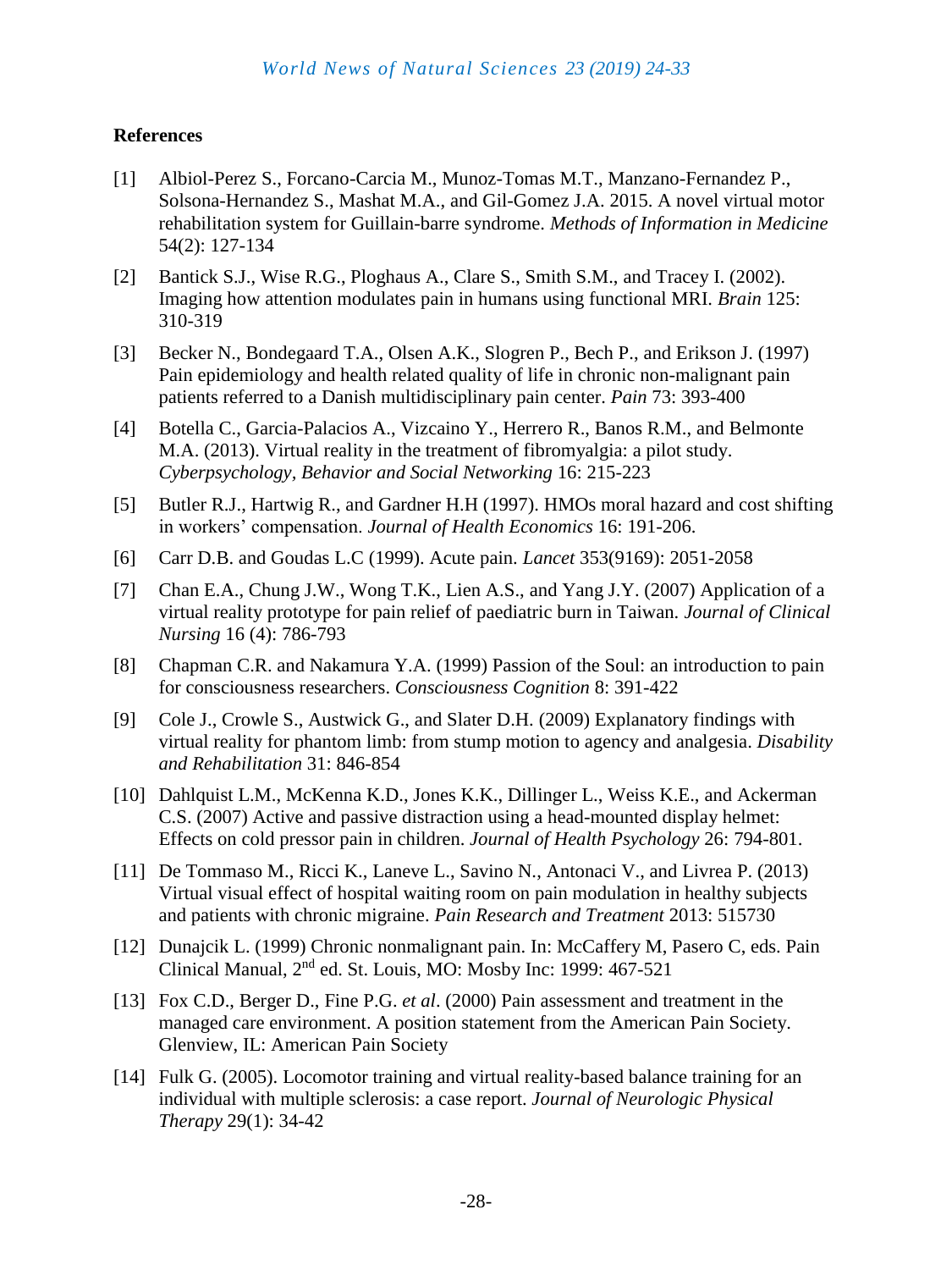**References**

[1] Albiol-Perez S., Forcano-Carcia M., Munoz-Tomas M.T., Manzano-Fernandez P., Solsona-Hernandez S., Mashat M.A., and Gil-Gomez J.A. 2015. A novel virtual motor rehabilitation system for Guillain-barre syndrome. *Methods of Information in Medicine* 54(2): 127-134

[2] Bantick S.J., Wise R.G., Ploghaus A., Clare S., Smith S.M., and Tracey I. (2002). Imaging how attention modulates pain in humans using functional MRI. *Brain* 125: 310-319

[3] Becker N., Bondegaard T.A., Olsen A.K., Slogren P., Bech P., and Erikson J. (1997) Pain epidemiology and health related quality of life in chronic non-malignant pain patients referred to a Danish multidisciplinary pain center. *Pain* 73: 393-400

[4] Botella C., Garcia-Palacios A., Vizcaino Y., Herrero R., Banos R.M., and Belmonte M.A. (2013). Virtual reality in the treatment of fibromyalgia: a pilot study. *Cyberpsychology, Behavior and Social Networking* 16: 215-223

[5] Butler R.J., Hartwig R., and Gardner H.H (1997). HMOs moral hazard and cost shifting in workers' compensation. *Journal of Health Economics* 16: 191-206.

[6] Carr D.B. and Goudas L.C (1999). Acute pain. *Lancet* 353(9169): 2051-2058

[7] Chan E.A., Chung J.W., Wong T.K., Lien A.S., and Yang J.Y. (2007) Application of a virtual reality prototype for pain relief of paediatric burn in Taiwan. *Journal of Clinical Nursing* 16 (4): 786-793

[8] Chapman C.R. and Nakamura Y.A. (1999) Passion of the Soul: an introduction to pain for consciousness researchers. *Consciousness Cognition* 8: 391-422

[9] Cole J., Crowle S., Austwick G., and Slater D.H. (2009) Explanatory findings with virtual reality for phantom limb: from stump motion to agency and analgesia. *Disability and Rehabilitation* 31: 846-854

[10] Dahlquist L.M., McKenna K.D., Jones K.K., Dillinger L., Weiss K.E., and Ackerman C.S. (2007) Active and passive distraction using a head-mounted display helmet: Effects on cold pressor pain in children. *Journal of Health Psychology* 26: 794-801.

[11] De Tommaso M., Ricci K., Laneve L., Savino N., Antonaci V., and Livrea P. (2013) Virtual visual effect of hospital waiting room on pain modulation in healthy subjects and patients with chronic migraine. *Pain Research and Treatment* 2013: 515730

[12] Dunajcik L. (1999) Chronic nonmalignant pain. In: McCaffery M, Pasero C, eds. Pain Clinical Manual, 2nd ed. St. Louis, MO: Mosby Inc: 1999: 467-521

[13] Fox C.D., Berger D., Fine P.G. *et al*. (2000) Pain assessment and treatment in the managed care environment. A position statement from the American Pain Society. Glenview, IL: American Pain Society

[14] Fulk G. (2005). Locomotor training and virtual reality-based balance training for an individual with multiple sclerosis: a case report. *Journal of Neurologic Physical Therapy* 29(1): 34-42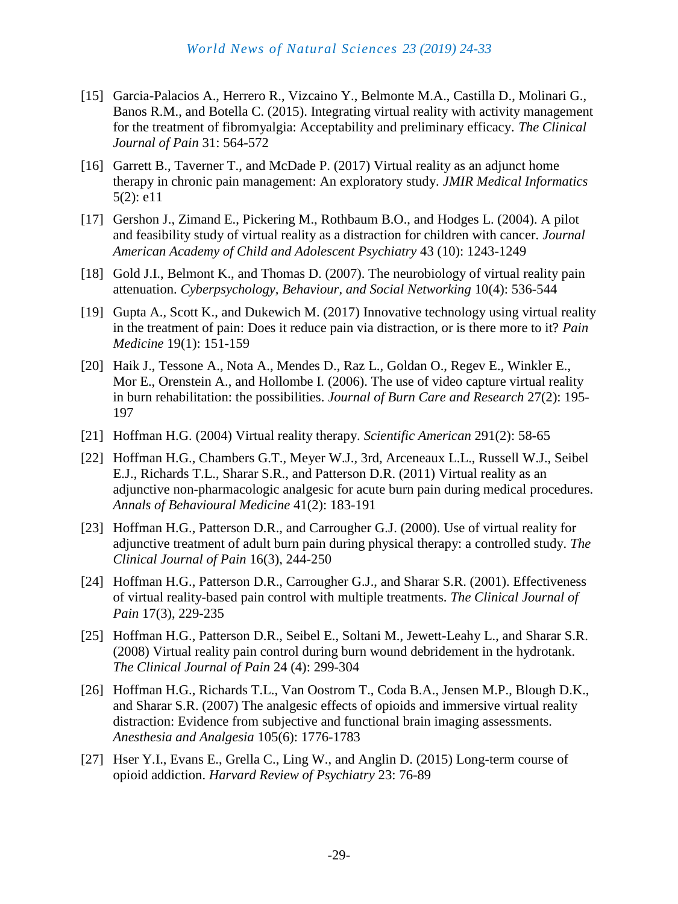[15] Garcia-Palacios A., Herrero R., Vizcaino Y., Belmonte M.A., Castilla D., Molinari G., Banos R.M., and Botella C. (2015). Integrating virtual reality with activity management for the treatment of fibromyalgia: Acceptability and preliminary efficacy. *The Clinical Journal of Pain* 31: 564-572

[16] Garrett B., Taverner T., and McDade P. (2017) Virtual reality as an adjunct home therapy in chronic pain management: An exploratory study. *JMIR Medical Informatics* 5(2): e11

[17] Gershon J., Zimand E., Pickering M., Rothbaum B.O., and Hodges L. (2004). A pilot and feasibility study of virtual reality as a distraction for children with cancer. *Journal American Academy of Child and Adolescent Psychiatry* 43 (10): 1243-1249

[18] Gold J.I., Belmont K., and Thomas D. (2007). The neurobiology of virtual reality pain attenuation. *Cyberpsychology, Behaviour, and Social Networking* 10(4): 536-544

[19] Gupta A., Scott K., and Dukewich M. (2017) Innovative technology using virtual reality in the treatment of pain: Does it reduce pain via distraction, or is there more to it? *Pain Medicine* 19(1): 151-159

[20] Haik J., Tessone A., Nota A., Mendes D., Raz L., Goldan O., Regev E., Winkler E., Mor E., Orenstein A., and Hollombe I. (2006). The use of video capture virtual reality in burn rehabilitation: the possibilities. *Journal of Burn Care and Research* 27(2): 195-197

[21] Hoffman H.G. (2004) Virtual reality therapy. *Scientific American* 291(2): 58-65

[22] Hoffman H.G., Chambers G.T., Meyer W.J., 3rd, Arceneaux L.L., Russell W.J., Seibel E.J., Richards T.L., Sharar S.R., and Patterson D.R. (2011) Virtual reality as an adjunctive non-pharmacologic analgesic for acute burn pain during medical procedures. *Annals of Behavioural Medicine* 41(2): 183-191

[23] Hoffman H.G., Patterson D.R., and Carrougher G.J. (2000). Use of virtual reality for adjunctive treatment of adult burn pain during physical therapy: a controlled study. *The Clinical Journal of Pain* 16(3), 244-250

[24] Hoffman H.G., Patterson D.R., Carrougher G.J., and Sharar S.R. (2001). Effectiveness of virtual reality-based pain control with multiple treatments. *The Clinical Journal of Pain* 17(3), 229-235

[25] Hoffman H.G., Patterson D.R., Seibel E., Soltani M., Jewett-Leahy L., and Sharar S.R. (2008) Virtual reality pain control during burn wound debridement in the hydrotank. *The Clinical Journal of Pain* 24 (4): 299-304

[26] Hoffman H.G., Richards T.L., Van Oostrom T., Coda B.A., Jensen M.P., Blough D.K., and Sharar S.R. (2007) The analgesic effects of opioids and immersive virtual reality distraction: Evidence from subjective and functional brain imaging assessments. *Anesthesia and Analgesia* 105(6): 1776-1783

[27] Hser Y.I., Evans E., Grella C., Ling W., and Anglin D. (2015) Long-term course of opioid addiction. *Harvard Review of Psychiatry* 23: 76-89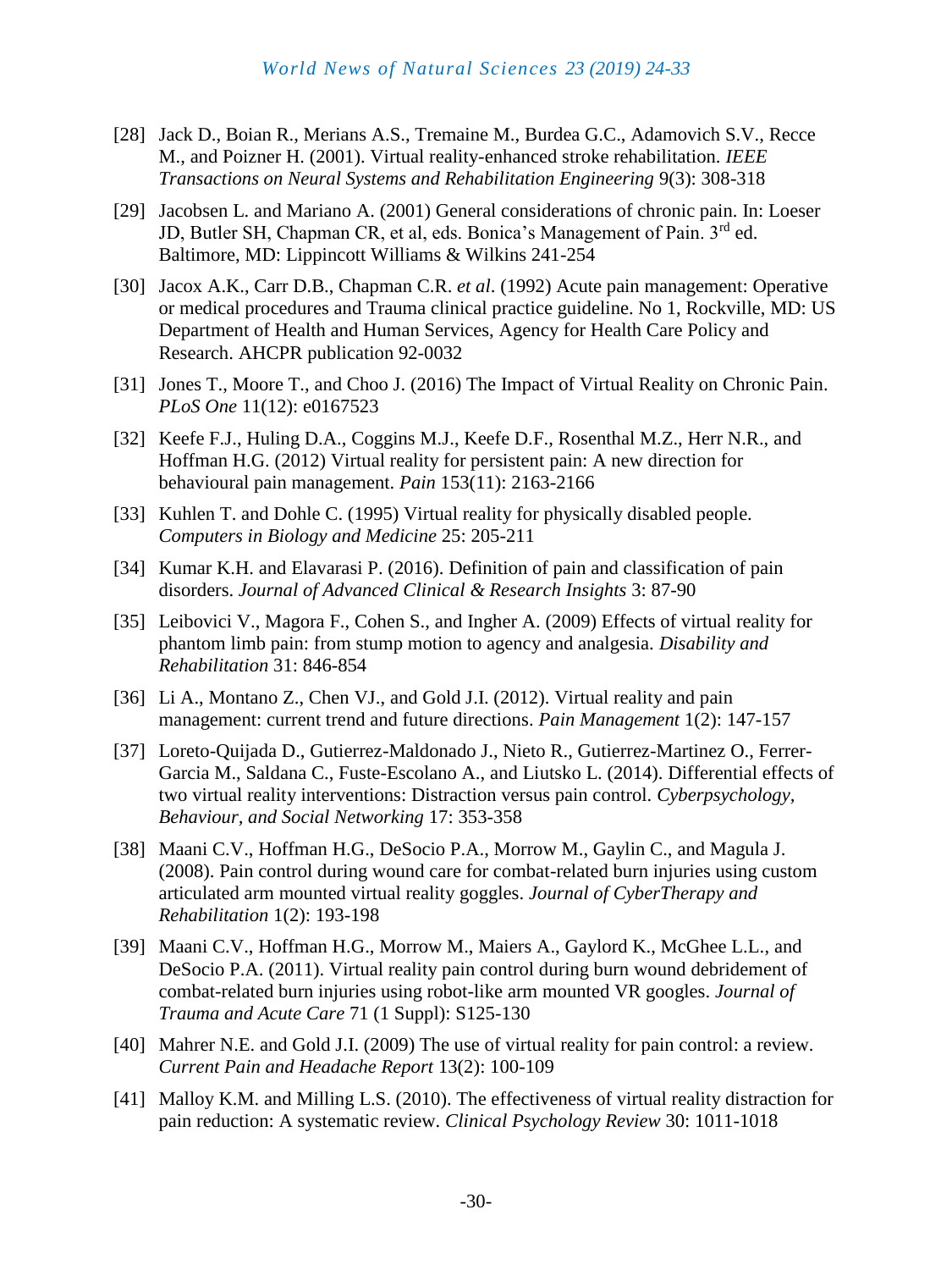[28] Jack D., Boian R., Merians A.S., Tremaine M., Burdea G.C., Adamovich S.V., Recce M., and Poizner H. (2001). Virtual reality-enhanced stroke rehabilitation. *IEEE Transactions on Neural Systems and Rehabilitation Engineering* 9(3): 308-318

[29] Jacobsen L. and Mariano A. (2001) General considerations of chronic pain. In: Loeser JD, Butler SH, Chapman CR, et al, eds. Bonica's Management of Pain. 3rd ed. Baltimore, MD: Lippincott Williams & Wilkins 241-254

[30] Jacox A.K., Carr D.B., Chapman C.R. *et al*. (1992) Acute pain management: Operative or medical procedures and Trauma clinical practice guideline. No 1, Rockville, MD: US Department of Health and Human Services, Agency for Health Care Policy and Research. AHCPR publication 92-0032

[31] Jones T., Moore T., and Choo J. (2016) The Impact of Virtual Reality on Chronic Pain. *PLoS One* 11(12): e0167523

[32] Keefe F.J., Huling D.A., Coggins M.J., Keefe D.F., Rosenthal M.Z., Herr N.R., and Hoffman H.G. (2012) Virtual reality for persistent pain: A new direction for behavioural pain management. *Pain* 153(11): 2163-2166

[33] Kuhlen T. and Dohle C. (1995) Virtual reality for physically disabled people. *Computers in Biology and Medicine* 25: 205-211

[34] Kumar K.H. and Elavarasi P. (2016). Definition of pain and classification of pain disorders. *Journal of Advanced Clinical & Research Insights* 3: 87-90

[35] Leibovici V., Magora F., Cohen S., and Ingher A. (2009) Effects of virtual reality for phantom limb pain: from stump motion to agency and analgesia. *Disability and Rehabilitation* 31: 846-854

[36] Li A., Montano Z., Chen VJ., and Gold J.I. (2012). Virtual reality and pain management: current trend and future directions. *Pain Management* 1(2): 147-157

[37] Loreto-Quijada D., Gutierrez-Maldonado J., Nieto R., Gutierrez-Martinez O., Ferrer-Garcia M., Saldana C., Fuste-Escolano A., and Liutsko L. (2014). Differential effects of two virtual reality interventions: Distraction versus pain control. *Cyberpsychology, Behaviour, and Social Networking* 17: 353-358

[38] Maani C.V., Hoffman H.G., DeSocio P.A., Morrow M., Gaylin C., and Magula J. (2008). Pain control during wound care for combat-related burn injuries using custom articulated arm mounted virtual reality goggles. *Journal of CyberTherapy and Rehabilitation* 1(2): 193-198

[39] Maani C.V., Hoffman H.G., Morrow M., Maiers A., Gaylord K., McGhee L.L., and DeSocio P.A. (2011). Virtual reality pain control during burn wound debridement of combat-related burn injuries using robot-like arm mounted VR googles. *Journal of Trauma and Acute Care* 71 (1 Suppl): S125-130

[40] Mahrer N.E. and Gold J.I. (2009) The use of virtual reality for pain control: a review. *Current Pain and Headache Report* 13(2): 100-109

[41] Malloy K.M. and Milling L.S. (2010). The effectiveness of virtual reality distraction for pain reduction: A systematic review. *Clinical Psychology Review* 30: 1011-1018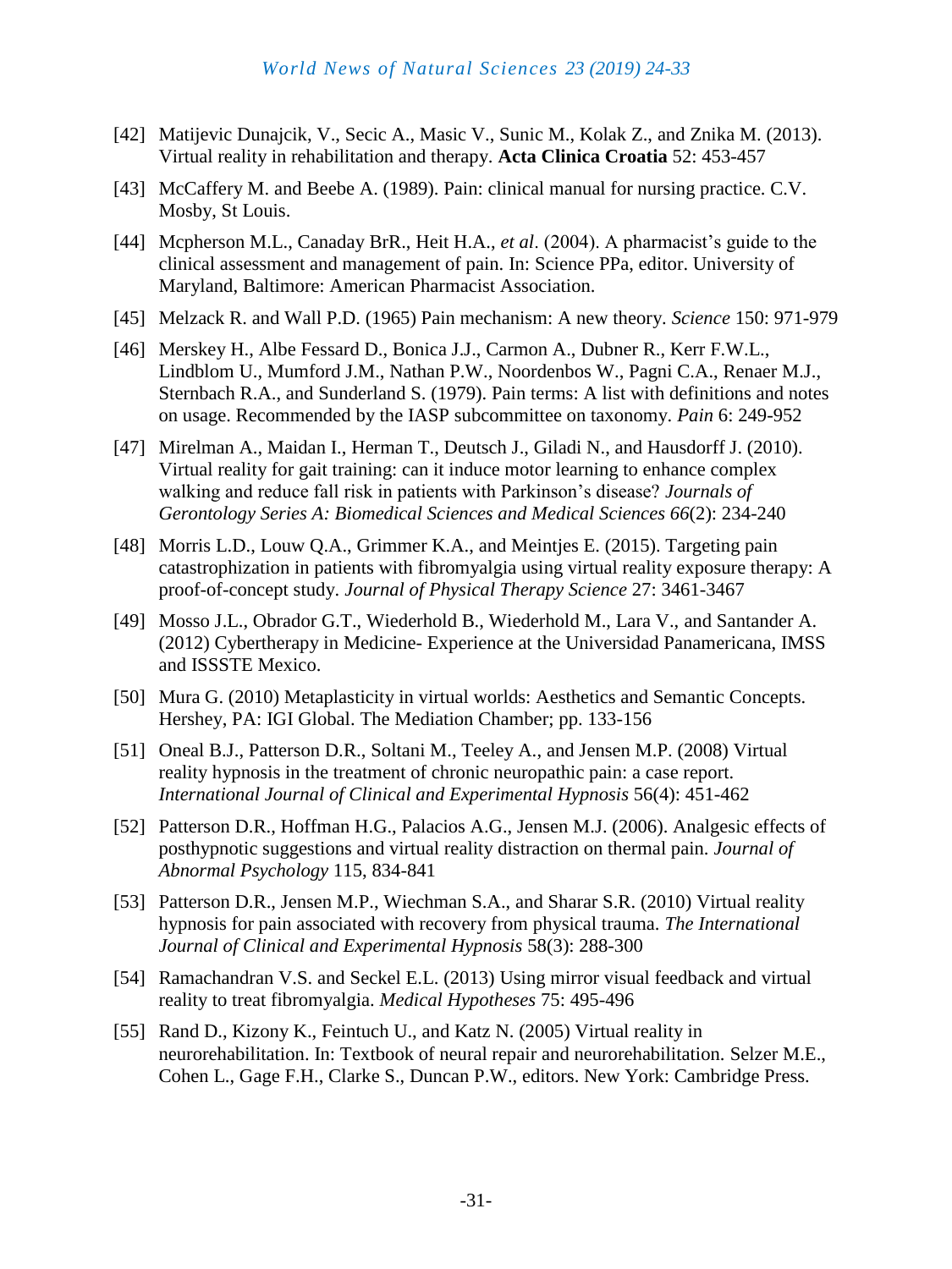[42] Matijevic Dunajcik, V., Secic A., Masic V., Sunic M., Kolak Z., and Znika M. (2013). Virtual reality in rehabilitation and therapy. **Acta Clinica Croatia** 52: 453-457

[43] McCaffery M. and Beebe A. (1989). Pain: clinical manual for nursing practice. C.V. Mosby, St Louis.

[44] Mcpherson M.L., Canaday BrR., Heit H.A., *et al*. (2004). A pharmacist's guide to the clinical assessment and management of pain. In: Science PPa, editor. University of Maryland, Baltimore: American Pharmacist Association.

[45] Melzack R. and Wall P.D. (1965) Pain mechanism: A new theory. *Science* 150: 971-979

[46] Merskey H., Albe Fessard D., Bonica J.J., Carmon A., Dubner R., Kerr F.W.L., Lindblom U., Mumford J.M., Nathan P.W., Noordenbos W., Pagni C.A., Renaer M.J., Sternbach R.A., and Sunderland S. (1979). Pain terms: A list with definitions and notes on usage. Recommended by the IASP subcommittee on taxonomy. *Pain* 6: 249-952

[47] Mirelman A., Maidan I., Herman T., Deutsch J., Giladi N., and Hausdorff J. (2010). Virtual reality for gait training: can it induce motor learning to enhance complex walking and reduce fall risk in patients with Parkinson's disease? *Journals of Gerontology Series A: Biomedical Sciences and Medical Sciences 66*(2): 234-240

[48] Morris L.D., Louw Q.A., Grimmer K.A., and Meintjes E. (2015). Targeting pain catastrophization in patients with fibromyalgia using virtual reality exposure therapy: A proof-of-concept study. *Journal of Physical Therapy Science* 27: 3461-3467

[49] Mosso J.L., Obrador G.T., Wiederhold B., Wiederhold M., Lara V., and Santander A. (2012) Cybertherapy in Medicine- Experience at the Universidad Panamericana, IMSS and ISSSTE Mexico.

[50] Mura G. (2010) Metaplasticity in virtual worlds: Aesthetics and Semantic Concepts. Hershey, PA: IGI Global. The Mediation Chamber; pp. 133-156

[51] Oneal B.J., Patterson D.R., Soltani M., Teeley A., and Jensen M.P. (2008) Virtual reality hypnosis in the treatment of chronic neuropathic pain: a case report. *International Journal of Clinical and Experimental Hypnosis* 56(4): 451-462

[52] Patterson D.R., Hoffman H.G., Palacios A.G., Jensen M.J. (2006). Analgesic effects of posthypnotic suggestions and virtual reality distraction on thermal pain. *Journal of Abnormal Psychology* 115, 834-841

[53] Patterson D.R., Jensen M.P., Wiechman S.A., and Sharar S.R. (2010) Virtual reality hypnosis for pain associated with recovery from physical trauma. *The International Journal of Clinical and Experimental Hypnosis* 58(3): 288-300

[54] Ramachandran V.S. and Seckel E.L. (2013) Using mirror visual feedback and virtual reality to treat fibromyalgia. *Medical Hypotheses* 75: 495-496

[55] Rand D., Kizony K., Feintuch U., and Katz N. (2005) Virtual reality in neurorehabilitation. In: Textbook of neural repair and neurorehabilitation. Selzer M.E., Cohen L., Gage F.H., Clarke S., Duncan P.W., editors. New York: Cambridge Press.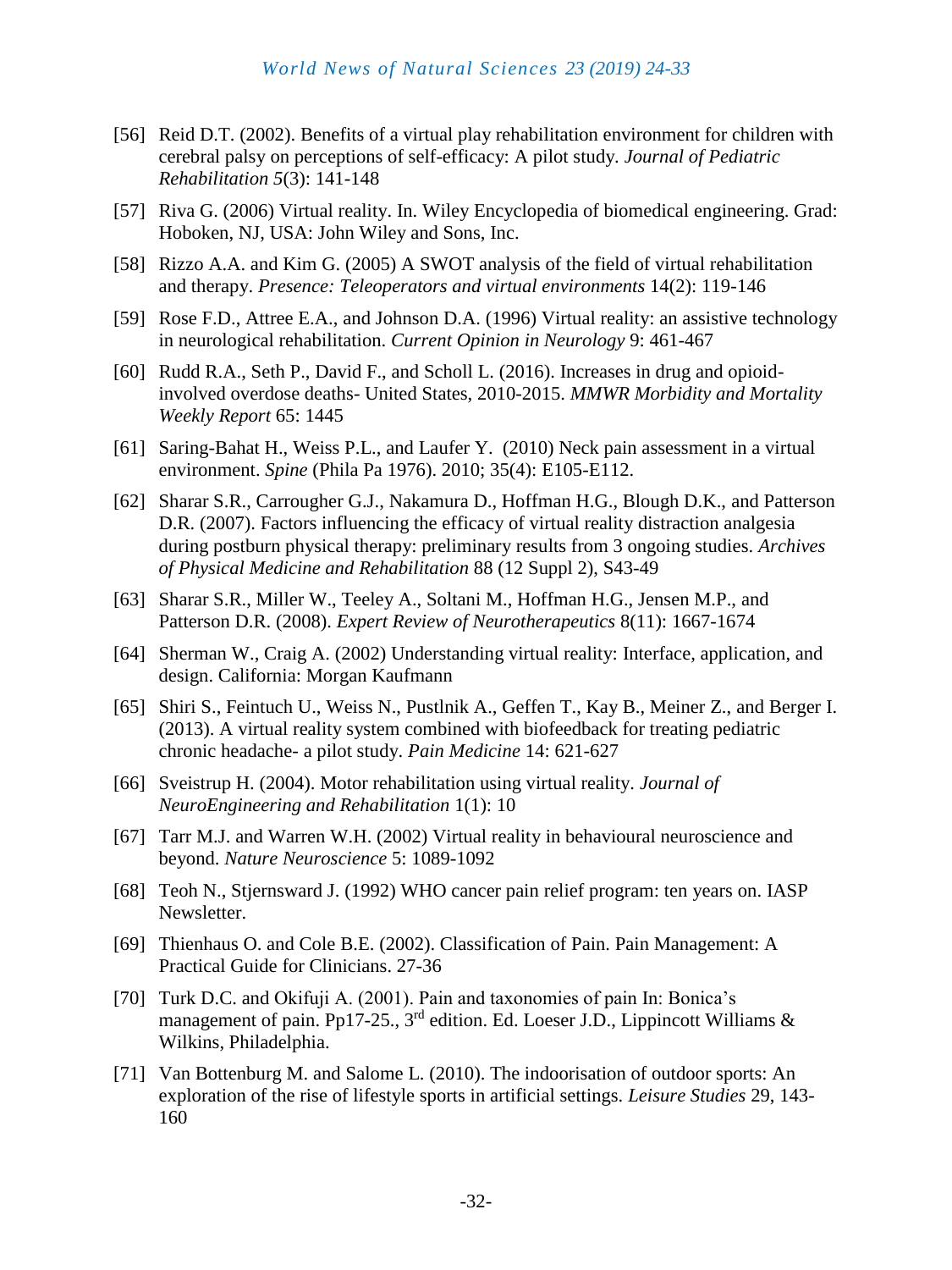[56] Reid D.T. (2002). Benefits of a virtual play rehabilitation environment for children with cerebral palsy on perceptions of self-efficacy: A pilot study. *Journal of Pediatric Rehabilitation 5*(3): 141-148

[57] Riva G. (2006) Virtual reality. In. Wiley Encyclopedia of biomedical engineering. Grad: Hoboken, NJ, USA: John Wiley and Sons, Inc.

[58] Rizzo A.A. and Kim G. (2005) A SWOT analysis of the field of virtual rehabilitation and therapy. *Presence: Teleoperators and virtual environments* 14(2): 119-146

[59] Rose F.D., Attree E.A., and Johnson D.A. (1996) Virtual reality: an assistive technology in neurological rehabilitation. *Current Opinion in Neurology* 9: 461-467

[60] Rudd R.A., Seth P., David F., and Scholl L. (2016). Increases in drug and opioid-involved overdose deaths- United States, 2010-2015. *MMWR Morbidity and Mortality Weekly Report* 65: 1445

[61] Saring-Bahat H., Weiss P.L., and Laufer Y. (2010) Neck pain assessment in a virtual environment. *Spine* (Phila Pa 1976). 2010; 35(4): E105-E112.

[62] Sharar S.R., Carrougher G.J., Nakamura D., Hoffman H.G., Blough D.K., and Patterson D.R. (2007). Factors influencing the efficacy of virtual reality distraction analgesia during postburn physical therapy: preliminary results from 3 ongoing studies. *Archives of Physical Medicine and Rehabilitation* 88 (12 Suppl 2), S43-49

[63] Sharar S.R., Miller W., Teeley A., Soltani M., Hoffman H.G., Jensen M.P., and Patterson D.R. (2008). *Expert Review of Neurotherapeutics* 8(11): 1667-1674

[64] Sherman W., Craig A. (2002) Understanding virtual reality: Interface, application, and design. California: Morgan Kaufmann

[65] Shiri S., Feintuch U., Weiss N., Pustlnik A., Geffen T., Kay B., Meiner Z., and Berger I. (2013). A virtual reality system combined with biofeedback for treating pediatric chronic headache- a pilot study. *Pain Medicine* 14: 621-627

[66] Sveistrup H. (2004). Motor rehabilitation using virtual reality. *Journal of NeuroEngineering and Rehabilitation* 1(1): 10

[67] Tarr M.J. and Warren W.H. (2002) Virtual reality in behavioural neuroscience and beyond. *Nature Neuroscience* 5: 1089-1092

[68] Teoh N., Stjernsward J. (1992) WHO cancer pain relief program: ten years on. IASP Newsletter.

[69] Thienhaus O. and Cole B.E. (2002). Classification of Pain. Pain Management: A Practical Guide for Clinicians. 27-36

[70] Turk D.C. and Okifuji A. (2001). Pain and taxonomies of pain In: Bonica's management of pain. Pp17-25., 3rd edition. Ed. Loeser J.D., Lippincott Williams & Wilkins, Philadelphia.

[71] Van Bottenburg M. and Salome L. (2010). The indoorisation of outdoor sports: An exploration of the rise of lifestyle sports in artificial settings. *Leisure Studies* 29, 143-160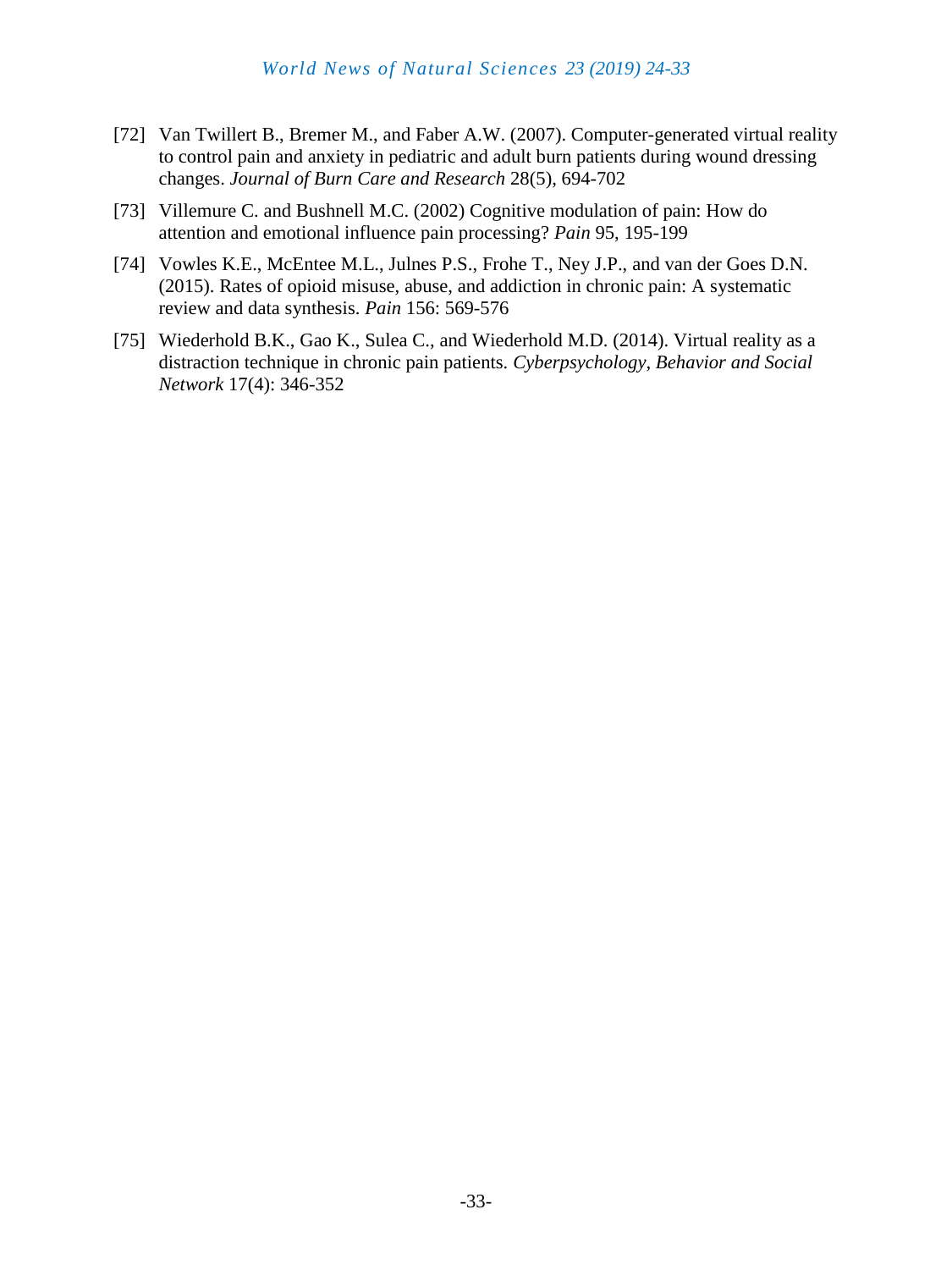[72] Van Twillert B., Bremer M., and Faber A.W. (2007). Computer-generated virtual reality to control pain and anxiety in pediatric and adult burn patients during wound dressing changes. *Journal of Burn Care and Research* 28(5), 694-702

[73] Villemure C. and Bushnell M.C. (2002) Cognitive modulation of pain: How do attention and emotional influence pain processing? *Pain* 95, 195-199

[74] Vowles K.E., McEntee M.L., Julnes P.S., Frohe T., Ney J.P., and van der Goes D.N. (2015). Rates of opioid misuse, abuse, and addiction in chronic pain: A systematic review and data synthesis. *Pain* 156: 569-576

[75] Wiederhold B.K., Gao K., Sulea C., and Wiederhold M.D. (2014). Virtual reality as a distraction technique in chronic pain patients. *Cyberpsychology, Behavior and Social Network* 17(4): 346-352